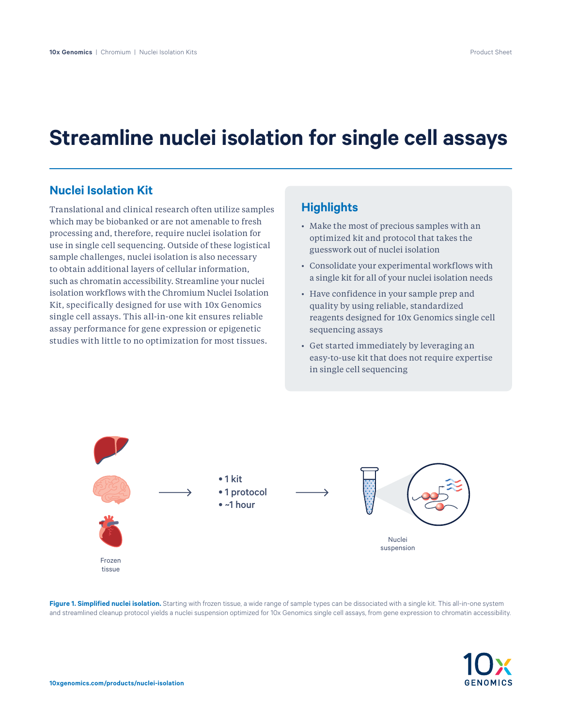# Streamline nuclei isolation for single cell assays

## Nuclei Isolation Kit

Translational and clinical research often utilize samples which may be biobanked or are not amenable to fresh processing and, therefore, require nuclei isolation for use in single cell sequencing. Outside of these logistical sample challenges, nuclei isolation is also necessary to obtain additional layers of cellular information, such as chromatin accessibility. Streamline your nuclei isolation workflows with the Chromium Nuclei Isolation Kit, specifically designed for use with 10x Genomics single cell assays. This all-in-one kit ensures reliable assay performance for gene expression or epigenetic studies with little to no optimization for most tissues.

## Highlights

- Make the most of precious samples with an optimized kit and protocol that takes the guesswork out of nuclei isolation
- Consolidate your experimental workflows with a single kit for all of your nuclei isolation needs
- Have confidence in your sample prep and quality by using reliable, standardized reagents designed for 10x Genomics single cell sequencing assays
- Get started immediately by leveraging an easy-to-use kit that does not require expertise in single cell sequencing

Frozen tissue → • 1 kit • 1 protocol • ~1 hour → Nuclei suspension

**Figure 1. Simplified nuclei isolation.** Starting with frozen tissue, a wide range of sample types can be dissociated with a single kit. This all-in-one system and streamlined cleanup protocol yields a nuclei suspension optimized for 10x Genomics single cell assays, from gene expression to chromatin accessibility.

**10xgenomics.com/products/nuclei-isolation**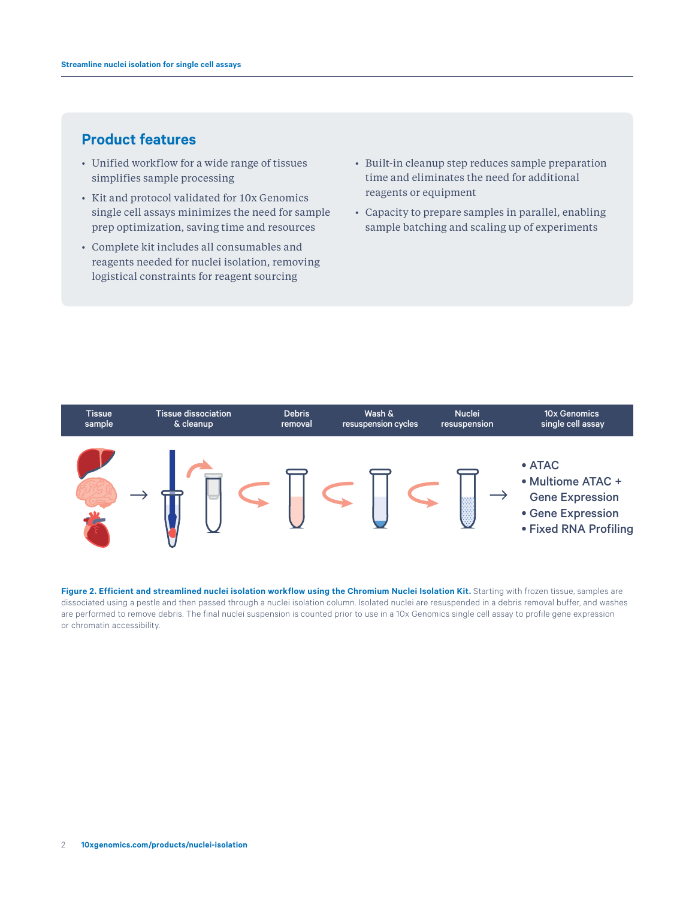## Product features

- Unified workflow for a wide range of tissues simplifies sample processing
- Kit and protocol validated for 10x Genomics single cell assays minimizes the need for sample prep optimization, saving time and resources
- Complete kit includes all consumables and reagents needed for nuclei isolation, removing logistical constraints for reagent sourcing
- Built-in cleanup step reduces sample preparation time and eliminates the need for additional reagents or equipment
- Capacity to prepare samples in parallel, enabling sample batching and scaling up of experiments

| Tissue sample | Tissue dissociation & cleanup | Debris removal | Wash & resuspension cycles | Nuclei resuspension | 10x Genomics single cell assay |
| --- | --- | --- | --- | --- | --- |

- ATAC
- Multiome ATAC + Gene Expression
- Gene Expression
- Fixed RNA Profiling

**Figure 2. Efficient and streamlined nuclei isolation workflow using the Chromium Nuclei Isolation Kit.** Starting with frozen tissue, samples are dissociated using a pestle and then passed through a nuclei isolation column. Isolated nuclei are resuspended in a debris removal buffer, and washes are performed to remove debris. The final nuclei suspension is counted prior to use in a 10x Genomics single cell assay to profile gene expression or chromatin accessibility.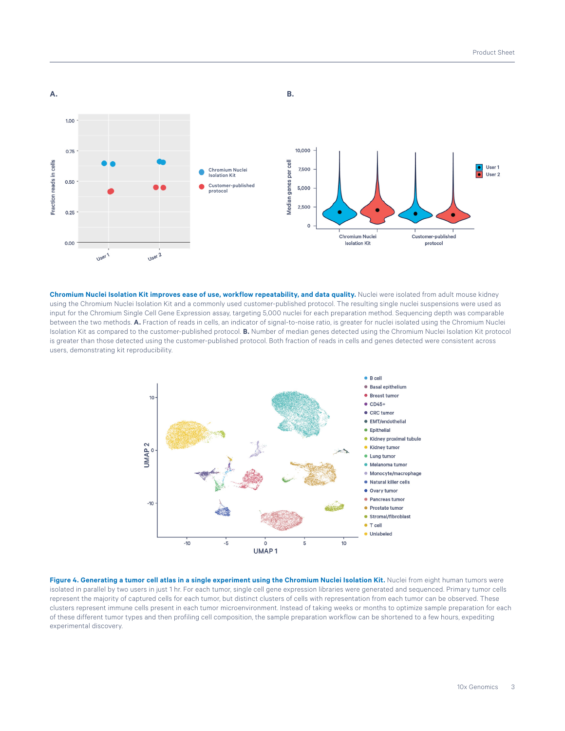**Chromium Nuclei Isolation Kit improves ease of use, workflow repeatability, and data quality.** Nuclei were isolated from adult mouse kidney using the Chromium Nuclei Isolation Kit and a commonly used customer-published protocol. The resulting single nuclei suspensions were used as input for the Chromium Single Cell Gene Expression assay, targeting 5,000 nuclei for each preparation method. Sequencing depth was comparable between the two methods. **A.** Fraction of reads in cells, an indicator of signal-to-noise ratio, is greater for nuclei isolated using the Chromium Nuclei Isolation Kit as compared to the customer-published protocol. **B.** Number of median genes detected using the Chromium Nuclei Isolation Kit protocol is greater than those detected using the customer-published protocol. Both fraction of reads in cells and genes detected were consistent across users, demonstrating kit reproducibility.

**Figure 4. Generating a tumor cell atlas in a single experiment using the Chromium Nuclei Isolation Kit.** Nuclei from eight human tumors were isolated in parallel by two users in just 1 hr. For each tumor, single cell gene expression libraries were generated and sequenced. Primary tumor cells represent the majority of captured cells for each tumor, but distinct clusters of cells with representation from each tumor can be observed. These clusters represent immune cells present in each tumor microenvironment. Instead of taking weeks or months to optimize sample preparation for each of these different tumor types and then profiling cell composition, the sample preparation workflow can be shortened to a few hours, expediting experimental discovery.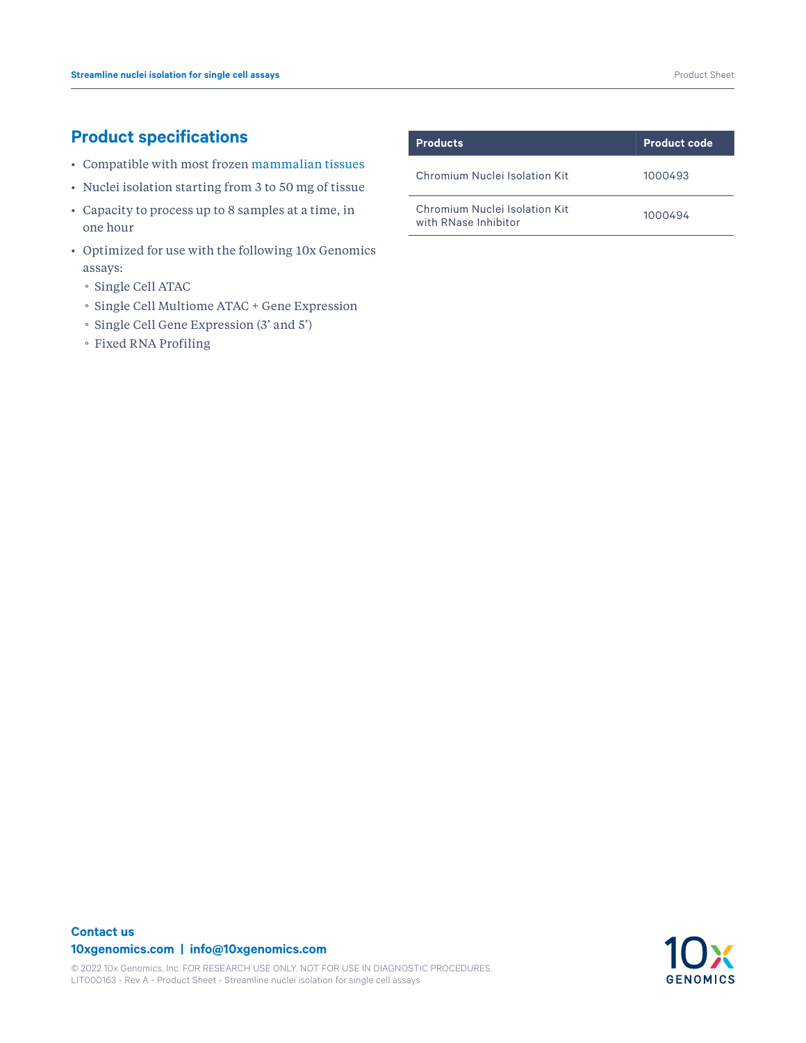## Product specifications

- Compatible with most frozen mammalian tissues
- Nuclei isolation starting from 3 to 50 mg of tissue
- Capacity to process up to 8 samples at a time, in one hour
- Optimized for use with the following 10x Genomics assays:
  - Single Cell ATAC
  - Single Cell Multiome ATAC + Gene Expression
  - Single Cell Gene Expression (3' and 5')
  - Fixed RNA Profiling

| Products | Product code |
| --- | --- |
| Chromium Nuclei Isolation Kit | 1000493 |
| Chromium Nuclei Isolation Kit with RNase Inhibitor | 1000494 |

**Contact us**

**10xgenomics.com | info@10xgenomics.com**

© 2022 10x Genomics, Inc. FOR RESEARCH USE ONLY. NOT FOR USE IN DIAGNOSTIC PROCEDURES.
LIT000163 - Rev A - Product Sheet - Streamline nuclei isolation for single cell assays